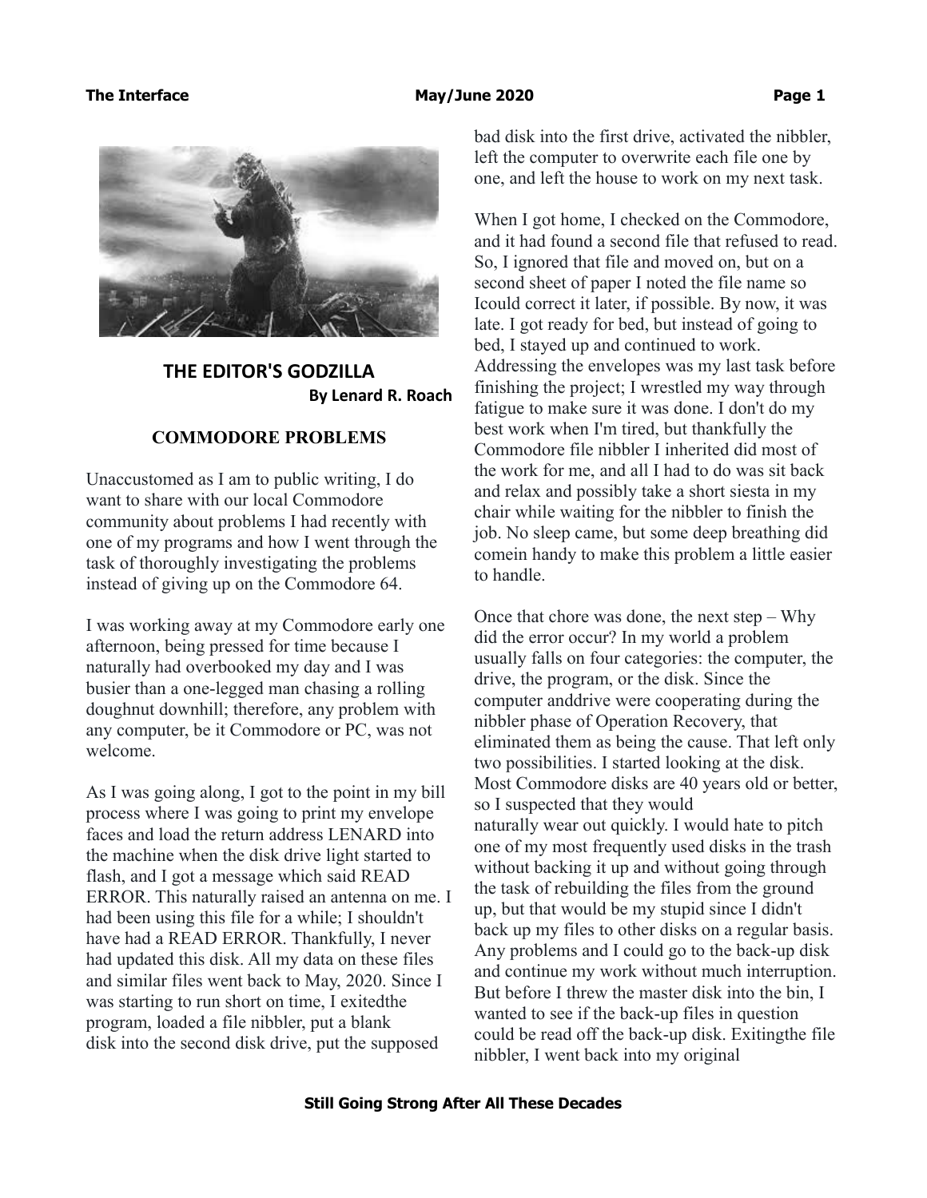## THE EDITOR'S GODZILLA

**By Lenard R. Roach**

### COMMODORE PROBLEMS

Unaccustomed as I am to public writing, I do want to share with our local Commodore community about problems I had recently with one of my programs and how I went through the task of thoroughly investigating the problems instead of giving up on the Commodore 64.

I was working away at my Commodore early one afternoon, being pressed for time because I naturally had overbooked my day and I was busier than a one-legged man chasing a rolling doughnut downhill; therefore, any problem with any computer, be it Commodore or PC, was not welcome.

As I was going along, I got to the point in my bill process where I was going to print my envelope faces and load the return address LENARD into the machine when the disk drive light started to flash, and I got a message which said READ ERROR. This naturally raised an antenna on me. I had been using this file for a while; I shouldn't have had a READ ERROR. Thankfully, I never had updated this disk. All my data on these files and similar files went back to May, 2020. Since I was starting to run short on time, I exitedthe program, loaded a file nibbler, put a blank disk into the second disk drive, put the supposed bad disk into the first drive, activated the nibbler, left the computer to overwrite each file one by one, and left the house to work on my next task.

When I got home, I checked on the Commodore, and it had found a second file that refused to read. So, I ignored that file and moved on, but on a second sheet of paper I noted the file name so Icould correct it later, if possible. By now, it was late. I got ready for bed, but instead of going to bed, I stayed up and continued to work. Addressing the envelopes was my last task before finishing the project; I wrestled my way through fatigue to make sure it was done. I don't do my best work when I'm tired, but thankfully the Commodore file nibbler I inherited did most of the work for me, and all I had to do was sit back and relax and possibly take a short siesta in my chair while waiting for the nibbler to finish the job. No sleep came, but some deep breathing did comein handy to make this problem a little easier to handle.

Once that chore was done, the next step – Why did the error occur? In my world a problem usually falls on four categories: the computer, the drive, the program, or the disk. Since the computer anddrive were cooperating during the nibbler phase of Operation Recovery, that eliminated them as being the cause. That left only two possibilities. I started looking at the disk. Most Commodore disks are 40 years old or better, so I suspected that they would naturally wear out quickly. I would hate to pitch one of my most frequently used disks in the trash without backing it up and without going through the task of rebuilding the files from the ground up, but that would be my stupid since I didn't back up my files to other disks on a regular basis. Any problems and I could go to the back-up disk and continue my work without much interruption. But before I threw the master disk into the bin, I wanted to see if the back-up files in question could be read off the back-up disk. Exitingthe file nibbler, I went back into my original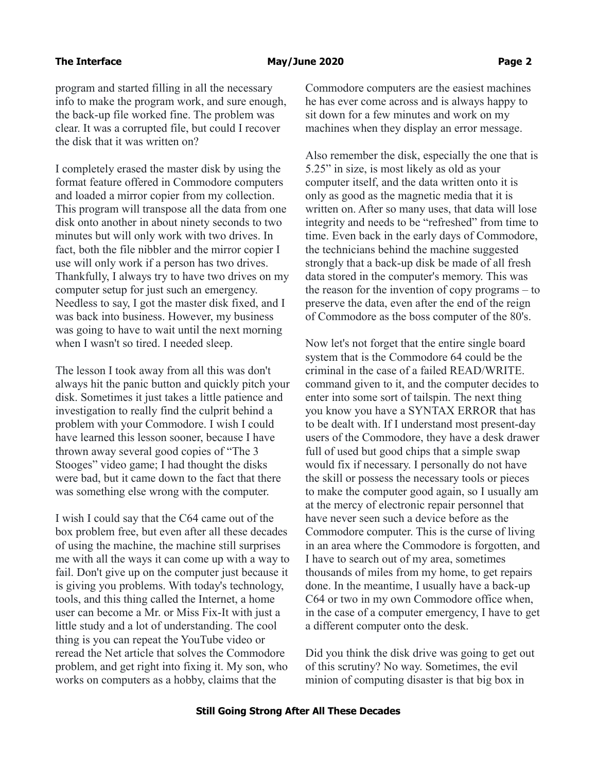program and started filling in all the necessary info to make the program work, and sure enough, the back-up file worked fine. The problem was clear. It was a corrupted file, but could I recover the disk that it was written on?

I completely erased the master disk by using the format feature offered in Commodore computers and loaded a mirror copier from my collection. This program will transpose all the data from one disk onto another in about ninety seconds to two minutes but will only work with two drives. In fact, both the file nibbler and the mirror copier I use will only work if a person has two drives. Thankfully, I always try to have two drives on my computer setup for just such an emergency. Needless to say, I got the master disk fixed, and I was back into business. However, my business was going to have to wait until the next morning when I wasn't so tired. I needed sleep.

The lesson I took away from all this was don't always hit the panic button and quickly pitch your disk. Sometimes it just takes a little patience and investigation to really find the culprit behind a problem with your Commodore. I wish I could have learned this lesson sooner, because I have thrown away several good copies of "The 3 Stooges" video game; I had thought the disks were bad, but it came down to the fact that there was something else wrong with the computer.

I wish I could say that the C64 came out of the box problem free, but even after all these decades of using the machine, the machine still surprises me with all the ways it can come up with a way to fail. Don't give up on the computer just because it is giving you problems. With today's technology, tools, and this thing called the Internet, a home user can become a Mr. or Miss Fix-It with just a little study and a lot of understanding. The cool thing is you can repeat the YouTube video or reread the Net article that solves the Commodore problem, and get right into fixing it. My son, who works on computers as a hobby, claims that the Commodore computers are the easiest machines he has ever come across and is always happy to sit down for a few minutes and work on my machines when they display an error message.

Also remember the disk, especially the one that is 5.25" in size, is most likely as old as your computer itself, and the data written onto it is only as good as the magnetic media that it is written on. After so many uses, that data will lose integrity and needs to be "refreshed" from time to time. Even back in the early days of Commodore, the technicians behind the machine suggested strongly that a back-up disk be made of all fresh data stored in the computer's memory. This was the reason for the invention of copy programs – to preserve the data, even after the end of the reign of Commodore as the boss computer of the 80's.

Now let's not forget that the entire single board system that is the Commodore 64 could be the criminal in the case of a failed READ/WRITE. command given to it, and the computer decides to enter into some sort of tailspin. The next thing you know you have a SYNTAX ERROR that has to be dealt with. If I understand most present-day users of the Commodore, they have a desk drawer full of used but good chips that a simple swap would fix if necessary. I personally do not have the skill or possess the necessary tools or pieces to make the computer good again, so I usually am at the mercy of electronic repair personnel that have never seen such a device before as the Commodore computer. This is the curse of living in an area where the Commodore is forgotten, and I have to search out of my area, sometimes thousands of miles from my home, to get repairs done. In the meantime, I usually have a back-up C64 or two in my own Commodore office when, in the case of a computer emergency, I have to get a different computer onto the desk.

Did you think the disk drive was going to get out of this scrutiny? No way. Sometimes, the evil minion of computing disaster is that big box in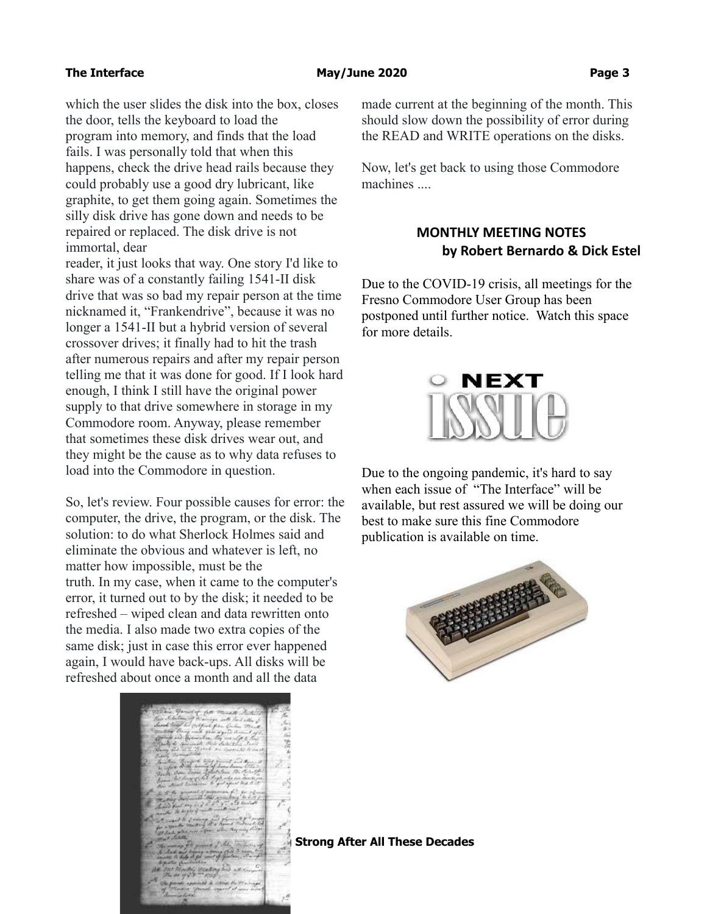which the user slides the disk into the box, closes the door, tells the keyboard to load the program into memory, and finds that the load fails. I was personally told that when this happens, check the drive head rails because they could probably use a good dry lubricant, like graphite, to get them going again. Sometimes the silly disk drive has gone down and needs to be repaired or replaced. The disk drive is not immortal, dear reader, it just looks that way. One story I'd like to share was of a constantly failing 1541-II disk drive that was so bad my repair person at the time nicknamed it, "Frankendrive", because it was no longer a 1541-II but a hybrid version of several crossover drives; it finally had to hit the trash after numerous repairs and after my repair person telling me that it was done for good. If I look hard enough, I think I still have the original power supply to that drive somewhere in storage in my Commodore room. Anyway, please remember that sometimes these disk drives wear out, and they might be the cause as to why data refuses to load into the Commodore in question.

So, let's review. Four possible causes for error: the computer, the drive, the program, or the disk. The solution: to do what Sherlock Holmes said and eliminate the obvious and whatever is left, no matter how impossible, must be the truth. In my case, when it came to the computer's error, it turned out to by the disk; it needed to be refreshed – wiped clean and data rewritten onto the media. I also made two extra copies of the same disk; just in case this error ever happened again, I would have back-ups. All disks will be refreshed about once a month and all the data made current at the beginning of the month. This should slow down the possibility of error during the READ and WRITE operations on the disks.

Now, let's get back to using those Commodore machines ....

**MONTHLY MEETING NOTES**
**by Robert Bernardo & Dick Estel**

Due to the COVID-19 crisis, all meetings for the Fresno Commodore User Group has been postponed until further notice. Watch this space for more details.

Due to the ongoing pandemic, it's hard to say when each issue of "The Interface" will be available, but rest assured we will be doing our best to make sure this fine Commodore publication is available on time.

**Strong After All These Decades**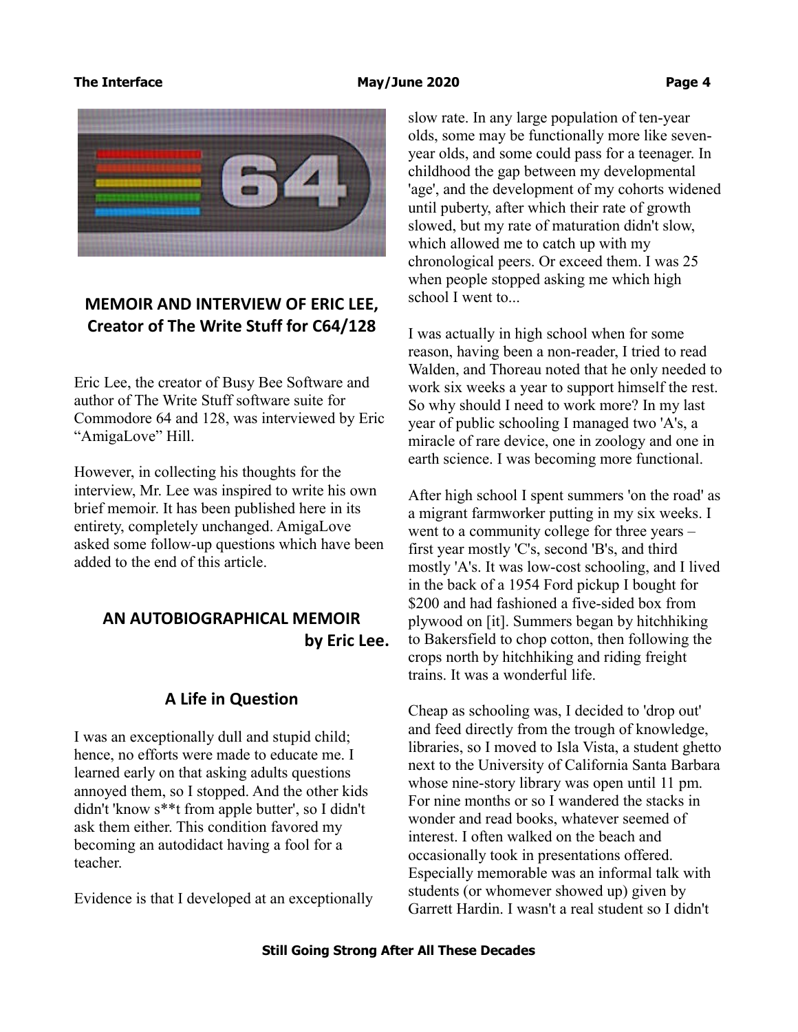## MEMOIR AND INTERVIEW OF ERIC LEE, Creator of The Write Stuff for C64/128

Eric Lee, the creator of Busy Bee Software and author of The Write Stuff software suite for Commodore 64 and 128, was interviewed by Eric "AmigaLove" Hill.

However, in collecting his thoughts for the interview, Mr. Lee was inspired to write his own brief memoir. It has been published here in its entirety, completely unchanged. AmigaLove asked some follow-up questions which have been added to the end of this article.

### AN AUTOBIOGRAPHICAL MEMOIR by Eric Lee.

### A Life in Question

I was an exceptionally dull and stupid child; hence, no efforts were made to educate me. I learned early on that asking adults questions annoyed them, so I stopped. And the other kids didn't 'know s**t from apple butter', so I didn't ask them either. This condition favored my becoming an autodidact having a fool for a teacher.

Evidence is that I developed at an exceptionally slow rate. In any large population of ten-year olds, some may be functionally more like seven-year olds, and some could pass for a teenager. In childhood the gap between my developmental 'age', and the development of my cohorts widened until puberty, after which their rate of growth slowed, but my rate of maturation didn't slow, which allowed me to catch up with my chronological peers. Or exceed them. I was 25 when people stopped asking me which high school I went to...

I was actually in high school when for some reason, having been a non-reader, I tried to read Walden, and Thoreau noted that he only needed to work six weeks a year to support himself the rest. So why should I need to work more? In my last year of public schooling I managed two 'A's, a miracle of rare device, one in zoology and one in earth science. I was becoming more functional.

After high school I spent summers 'on the road' as a migrant farmworker putting in my six weeks. I went to a community college for three years – first year mostly 'C's, second 'B's, and third mostly 'A's. It was low-cost schooling, and I lived in the back of a 1954 Ford pickup I bought for $200 and had fashioned a five-sided box from plywood on [it]. Summers began by hitchhiking to Bakersfield to chop cotton, then following the crops north by hitchhiking and riding freight trains. It was a wonderful life.

Cheap as schooling was, I decided to 'drop out' and feed directly from the trough of knowledge, libraries, so I moved to Isla Vista, a student ghetto next to the University of California Santa Barbara whose nine-story library was open until 11 pm. For nine months or so I wandered the stacks in wonder and read books, whatever seemed of interest. I often walked on the beach and occasionally took in presentations offered. Especially memorable was an informal talk with students (or whomever showed up) given by Garrett Hardin. I wasn't a real student so I didn't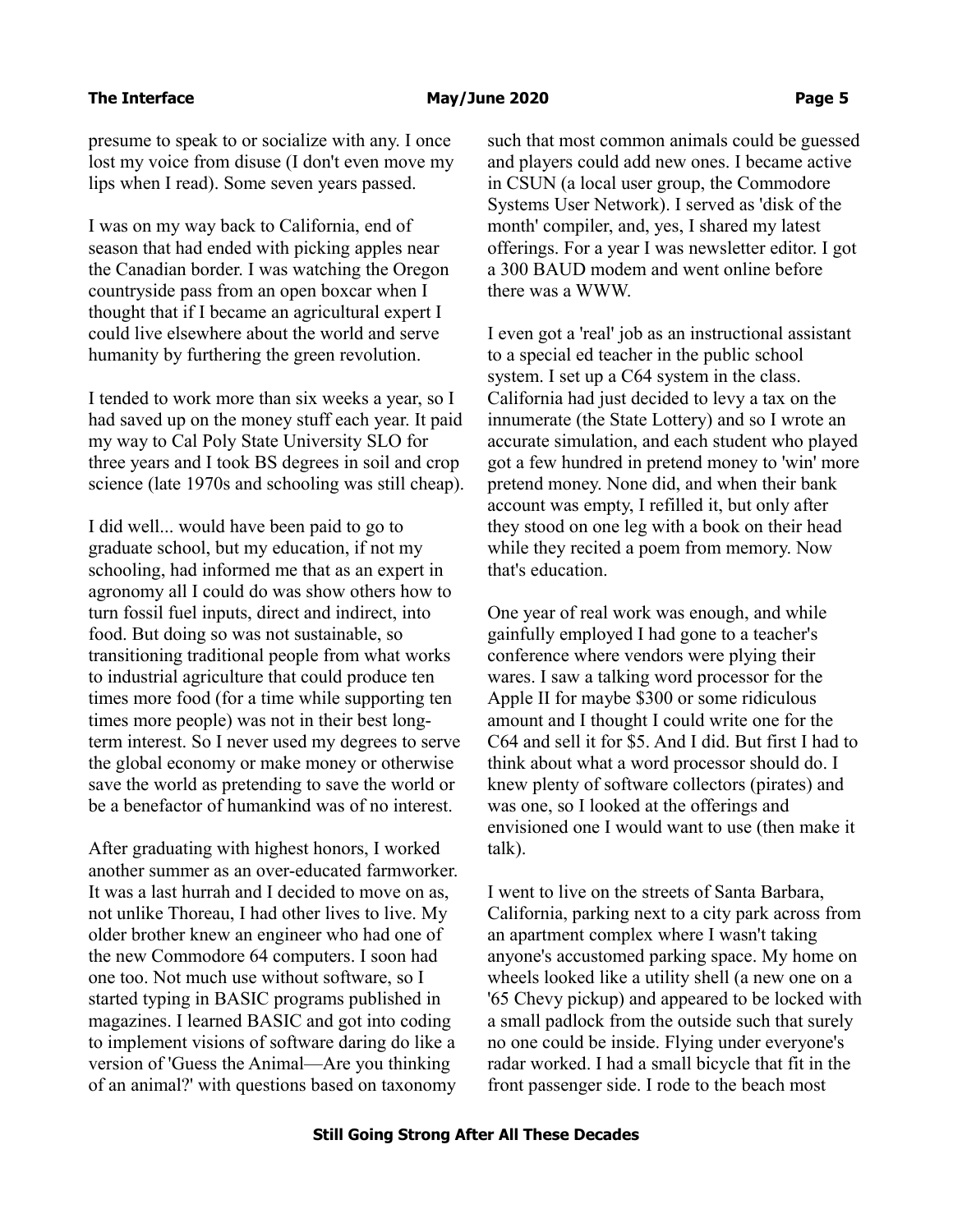presume to speak to or socialize with any. I once lost my voice from disuse (I don't even move my lips when I read). Some seven years passed.

I was on my way back to California, end of season that had ended with picking apples near the Canadian border. I was watching the Oregon countryside pass from an open boxcar when I thought that if I became an agricultural expert I could live elsewhere about the world and serve humanity by furthering the green revolution.

I tended to work more than six weeks a year, so I had saved up on the money stuff each year. It paid my way to Cal Poly State University SLO for three years and I took BS degrees in soil and crop science (late 1970s and schooling was still cheap).

I did well... would have been paid to go to graduate school, but my education, if not my schooling, had informed me that as an expert in agronomy all I could do was show others how to turn fossil fuel inputs, direct and indirect, into food. But doing so was not sustainable, so transitioning traditional people from what works to industrial agriculture that could produce ten times more food (for a time while supporting ten times more people) was not in their best long-term interest. So I never used my degrees to serve the global economy or make money or otherwise save the world as pretending to save the world or be a benefactor of humankind was of no interest.

After graduating with highest honors, I worked another summer as an over-educated farmworker. It was a last hurrah and I decided to move on as, not unlike Thoreau, I had other lives to live. My older brother knew an engineer who had one of the new Commodore 64 computers. I soon had one too. Not much use without software, so I started typing in BASIC programs published in magazines. I learned BASIC and got into coding to implement visions of software daring do like a version of 'Guess the Animal—Are you thinking of an animal?' with questions based on taxonomy such that most common animals could be guessed and players could add new ones. I became active in CSUN (a local user group, the Commodore Systems User Network). I served as 'disk of the month' compiler, and, yes, I shared my latest offerings. For a year I was newsletter editor. I got a 300 BAUD modem and went online before there was a WWW.

I even got a 'real' job as an instructional assistant to a special ed teacher in the public school system. I set up a C64 system in the class. California had just decided to levy a tax on the innumerate (the State Lottery) and so I wrote an accurate simulation, and each student who played got a few hundred in pretend money to 'win' more pretend money. None did, and when their bank account was empty, I refilled it, but only after they stood on one leg with a book on their head while they recited a poem from memory. Now that's education.

One year of real work was enough, and while gainfully employed I had gone to a teacher's conference where vendors were plying their wares. I saw a talking word processor for the Apple II for maybe $300 or some ridiculous amount and I thought I could write one for the C64 and sell it for $5. And I did. But first I had to think about what a word processor should do. I knew plenty of software collectors (pirates) and was one, so I looked at the offerings and envisioned one I would want to use (then make it talk).

I went to live on the streets of Santa Barbara, California, parking next to a city park across from an apartment complex where I wasn't taking anyone's accustomed parking space. My home on wheels looked like a utility shell (a new one on a '65 Chevy pickup) and appeared to be locked with a small padlock from the outside such that surely no one could be inside. Flying under everyone's radar worked. I had a small bicycle that fit in the front passenger side. I rode to the beach most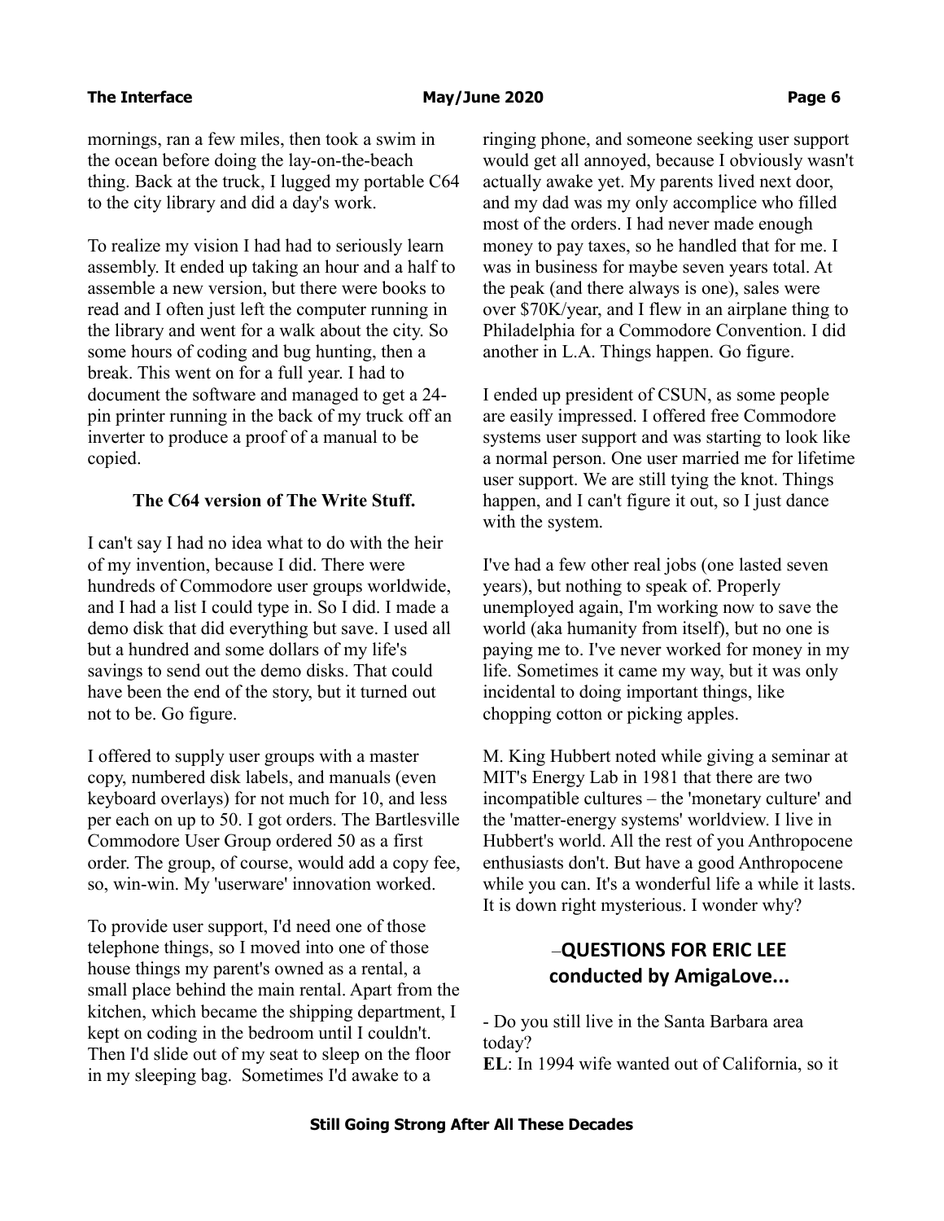mornings, ran a few miles, then took a swim in the ocean before doing the lay-on-the-beach thing. Back at the truck, I lugged my portable C64 to the city library and did a day's work.

To realize my vision I had had to seriously learn assembly. It ended up taking an hour and a half to assemble a new version, but there were books to read and I often just left the computer running in the library and went for a walk about the city. So some hours of coding and bug hunting, then a break. This went on for a full year. I had to document the software and managed to get a 24-pin printer running in the back of my truck off an inverter to produce a proof of a manual to be copied.

**The C64 version of The Write Stuff.**

I can't say I had no idea what to do with the heir of my invention, because I did. There were hundreds of Commodore user groups worldwide, and I had a list I could type in. So I did. I made a demo disk that did everything but save. I used all but a hundred and some dollars of my life's savings to send out the demo disks. That could have been the end of the story, but it turned out not to be. Go figure.

I offered to supply user groups with a master copy, numbered disk labels, and manuals (even keyboard overlays) for not much for 10, and less per each on up to 50. I got orders. The Bartlesville Commodore User Group ordered 50 as a first order. The group, of course, would add a copy fee, so, win-win. My 'userware' innovation worked.

To provide user support, I'd need one of those telephone things, so I moved into one of those house things my parent's owned as a rental, a small place behind the main rental. Apart from the kitchen, which became the shipping department, I kept on coding in the bedroom until I couldn't. Then I'd slide out of my seat to sleep on the floor in my sleeping bag. Sometimes I'd awake to a ringing phone, and someone seeking user support would get all annoyed, because I obviously wasn't actually awake yet. My parents lived next door, and my dad was my only accomplice who filled most of the orders. I had never made enough money to pay taxes, so he handled that for me. I was in business for maybe seven years total. At the peak (and there always is one), sales were over $70K/year, and I flew in an airplane thing to Philadelphia for a Commodore Convention. I did another in L.A. Things happen. Go figure.

I ended up president of CSUN, as some people are easily impressed. I offered free Commodore systems user support and was starting to look like a normal person. One user married me for lifetime user support. We are still tying the knot. Things happen, and I can't figure it out, so I just dance with the system.

I've had a few other real jobs (one lasted seven years), but nothing to speak of. Properly unemployed again, I'm working now to save the world (aka humanity from itself), but no one is paying me to. I've never worked for money in my life. Sometimes it came my way, but it was only incidental to doing important things, like chopping cotton or picking apples.

M. King Hubbert noted while giving a seminar at MIT's Energy Lab in 1981 that there are two incompatible cultures – the 'monetary culture' and the 'matter-energy systems' worldview. I live in Hubbert's world. All the rest of you Anthropocene enthusiasts don't. But have a good Anthropocene while you can. It's a wonderful life a while it lasts. It is down right mysterious. I wonder why?

## –QUESTIONS FOR ERIC LEE conducted by AmigaLove...

- Do you still live in the Santa Barbara area today?

**EL**: In 1994 wife wanted out of California, so it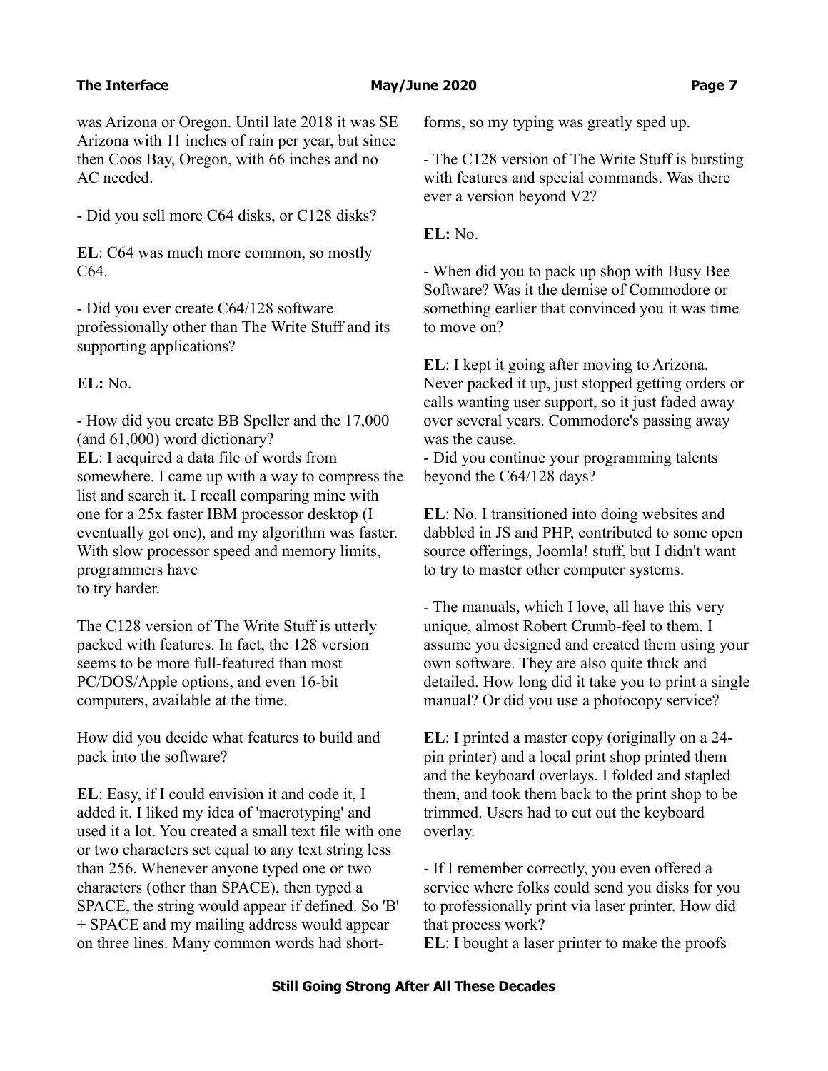was Arizona or Oregon. Until late 2018 it was SE Arizona with 11 inches of rain per year, but since then Coos Bay, Oregon, with 66 inches and no AC needed.

- Did you sell more C64 disks, or C128 disks?

**EL**: C64 was much more common, so mostly C64.

- Did you ever create C64/128 software professionally other than The Write Stuff and its supporting applications?

**EL:** No.

- How did you create BB Speller and the 17,000 (and 61,000) word dictionary?

**EL**: I acquired a data file of words from somewhere. I came up with a way to compress the list and search it. I recall comparing mine with one for a 25x faster IBM processor desktop (I eventually got one), and my algorithm was faster. With slow processor speed and memory limits, programmers have to try harder.

The C128 version of The Write Stuff is utterly packed with features. In fact, the 128 version seems to be more full-featured than most PC/DOS/Apple options, and even 16-bit computers, available at the time.

How did you decide what features to build and pack into the software?

**EL**: Easy, if I could envision it and code it, I added it. I liked my idea of 'macrotyping' and used it a lot. You created a small text file with one or two characters set equal to any text string less than 256. Whenever anyone typed one or two characters (other than SPACE), then typed a SPACE, the string would appear if defined. So 'B' + SPACE and my mailing address would appear on three lines. Many common words had short-forms, so my typing was greatly sped up.

- The C128 version of The Write Stuff is bursting with features and special commands. Was there ever a version beyond V2?

**EL:** No.

- When did you to pack up shop with Busy Bee Software? Was it the demise of Commodore or something earlier that convinced you it was time to move on?

**EL**: I kept it going after moving to Arizona. Never packed it up, just stopped getting orders or calls wanting user support, so it just faded away over several years. Commodore's passing away was the cause.

- Did you continue your programming talents beyond the C64/128 days?

**EL**: No. I transitioned into doing websites and dabbled in JS and PHP, contributed to some open source offerings, Joomla! stuff, but I didn't want to try to master other computer systems.

- The manuals, which I love, all have this very unique, almost Robert Crumb-feel to them. I assume you designed and created them using your own software. They are also quite thick and detailed. How long did it take you to print a single manual? Or did you use a photocopy service?

**EL**: I printed a master copy (originally on a 24-pin printer) and a local print shop printed them and the keyboard overlays. I folded and stapled them, and took them back to the print shop to be trimmed. Users had to cut out the keyboard overlay.

- If I remember correctly, you even offered a service where folks could send you disks for you to professionally print via laser printer. How did that process work?

**EL**: I bought a laser printer to make the proofs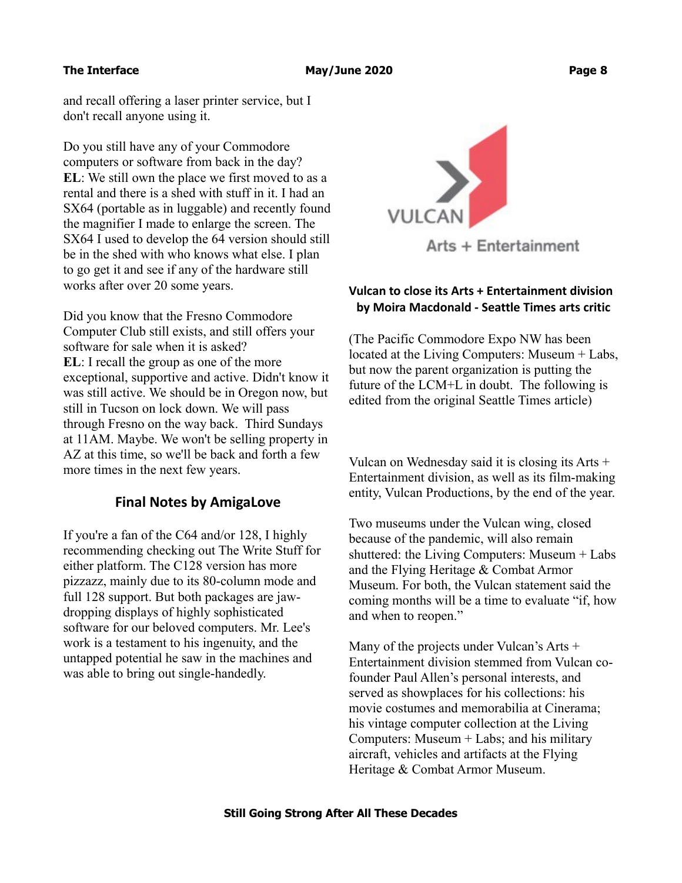and recall offering a laser printer service, but I don't recall anyone using it.

Do you still have any of your Commodore computers or software from back in the day?
**EL**: We still own the place we first moved to as a rental and there is a shed with stuff in it. I had an SX64 (portable as in luggable) and recently found the magnifier I made to enlarge the screen. The SX64 I used to develop the 64 version should still be in the shed with who knows what else. I plan to go get it and see if any of the hardware still works after over 20 some years.

Did you know that the Fresno Commodore Computer Club still exists, and still offers your software for sale when it is asked?
**EL**: I recall the group as one of the more exceptional, supportive and active. Didn't know it was still active. We should be in Oregon now, but still in Tucson on lock down. We will pass through Fresno on the way back. Third Sundays at 11AM. Maybe. We won't be selling property in AZ at this time, so we'll be back and forth a few more times in the next few years.

## Final Notes by AmigaLove

If you're a fan of the C64 and/or 128, I highly recommending checking out The Write Stuff for either platform. The C128 version has more pizzazz, mainly due to its 80-column mode and full 128 support. But both packages are jaw-dropping displays of highly sophisticated software for our beloved computers. Mr. Lee's work is a testament to his ingenuity, and the untapped potential he saw in the machines and was able to bring out single-handedly.

VULCAN Arts + Entertainment

## Vulcan to close its Arts + Entertainment division by Moira Macdonald - Seattle Times arts critic

(The Pacific Commodore Expo NW has been located at the Living Computers: Museum + Labs, but now the parent organization is putting the future of the LCM+L in doubt. The following is edited from the original Seattle Times article)

Vulcan on Wednesday said it is closing its Arts + Entertainment division, as well as its film-making entity, Vulcan Productions, by the end of the year.

Two museums under the Vulcan wing, closed because of the pandemic, will also remain shuttered: the Living Computers: Museum + Labs and the Flying Heritage & Combat Armor Museum. For both, the Vulcan statement said the coming months will be a time to evaluate "if, how and when to reopen."

Many of the projects under Vulcan's Arts + Entertainment division stemmed from Vulcan co-founder Paul Allen's personal interests, and served as showplaces for his collections: his movie costumes and memorabilia at Cinerama; his vintage computer collection at the Living Computers: Museum + Labs; and his military aircraft, vehicles and artifacts at the Flying Heritage & Combat Armor Museum.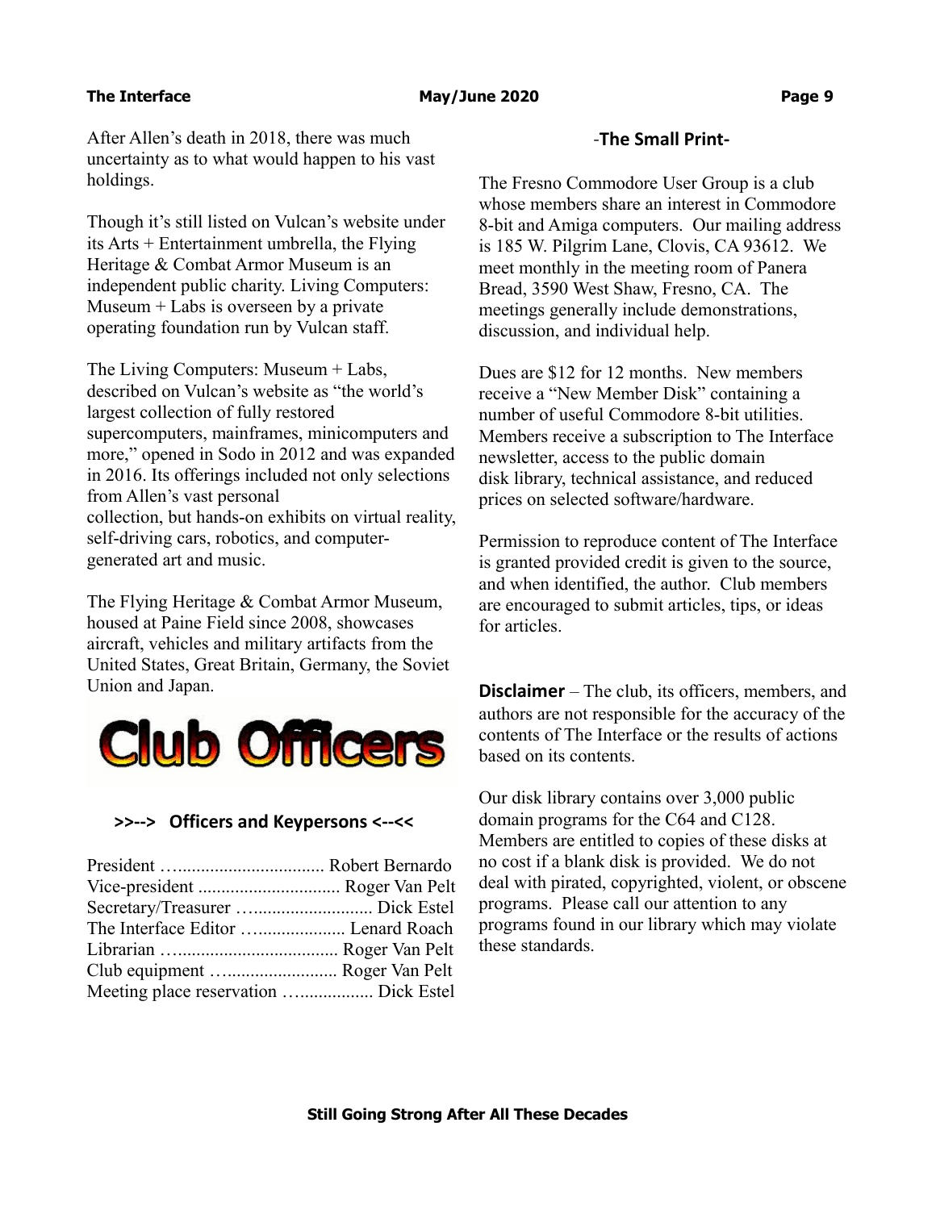After Allen's death in 2018, there was much uncertainty as to what would happen to his vast holdings.

Though it's still listed on Vulcan's website under its Arts + Entertainment umbrella, the Flying Heritage & Combat Armor Museum is an independent public charity. Living Computers: Museum + Labs is overseen by a private operating foundation run by Vulcan staff.

The Living Computers: Museum + Labs, described on Vulcan's website as "the world's largest collection of fully restored supercomputers, mainframes, minicomputers and more," opened in Sodo in 2012 and was expanded in 2016. Its offerings included not only selections from Allen's vast personal collection, but hands-on exhibits on virtual reality, self-driving cars, robotics, and computer-generated art and music.

The Flying Heritage & Combat Armor Museum, housed at Paine Field since 2008, showcases aircraft, vehicles and military artifacts from the United States, Great Britain, Germany, the Soviet Union and Japan.

# Club Officers

### >>--> Officers and Keypersons <--<<

President …................................ Robert Bernardo
Vice-president .............................. Roger Van Pelt
Secretary/Treasurer …......................... Dick Estel
The Interface Editor …................... Lenard Roach
Librarian …................................... Roger Van Pelt
Club equipment …....................... Roger Van Pelt
Meeting place reservation …............... Dick Estel

## -The Small Print-

The Fresno Commodore User Group is a club whose members share an interest in Commodore 8-bit and Amiga computers. Our mailing address is 185 W. Pilgrim Lane, Clovis, CA 93612. We meet monthly in the meeting room of Panera Bread, 3590 West Shaw, Fresno, CA. The meetings generally include demonstrations, discussion, and individual help.

Dues are $12 for 12 months. New members receive a "New Member Disk" containing a number of useful Commodore 8-bit utilities. Members receive a subscription to The Interface newsletter, access to the public domain disk library, technical assistance, and reduced prices on selected software/hardware.

Permission to reproduce content of The Interface is granted provided credit is given to the source, and when identified, the author. Club members are encouraged to submit articles, tips, or ideas for articles.

**Disclaimer** – The club, its officers, members, and authors are not responsible for the accuracy of the contents of The Interface or the results of actions based on its contents.

Our disk library contains over 3,000 public domain programs for the C64 and C128. Members are entitled to copies of these disks at no cost if a blank disk is provided. We do not deal with pirated, copyrighted, violent, or obscene programs. Please call our attention to any programs found in our library which may violate these standards.

**Still Going Strong After All These Decades**